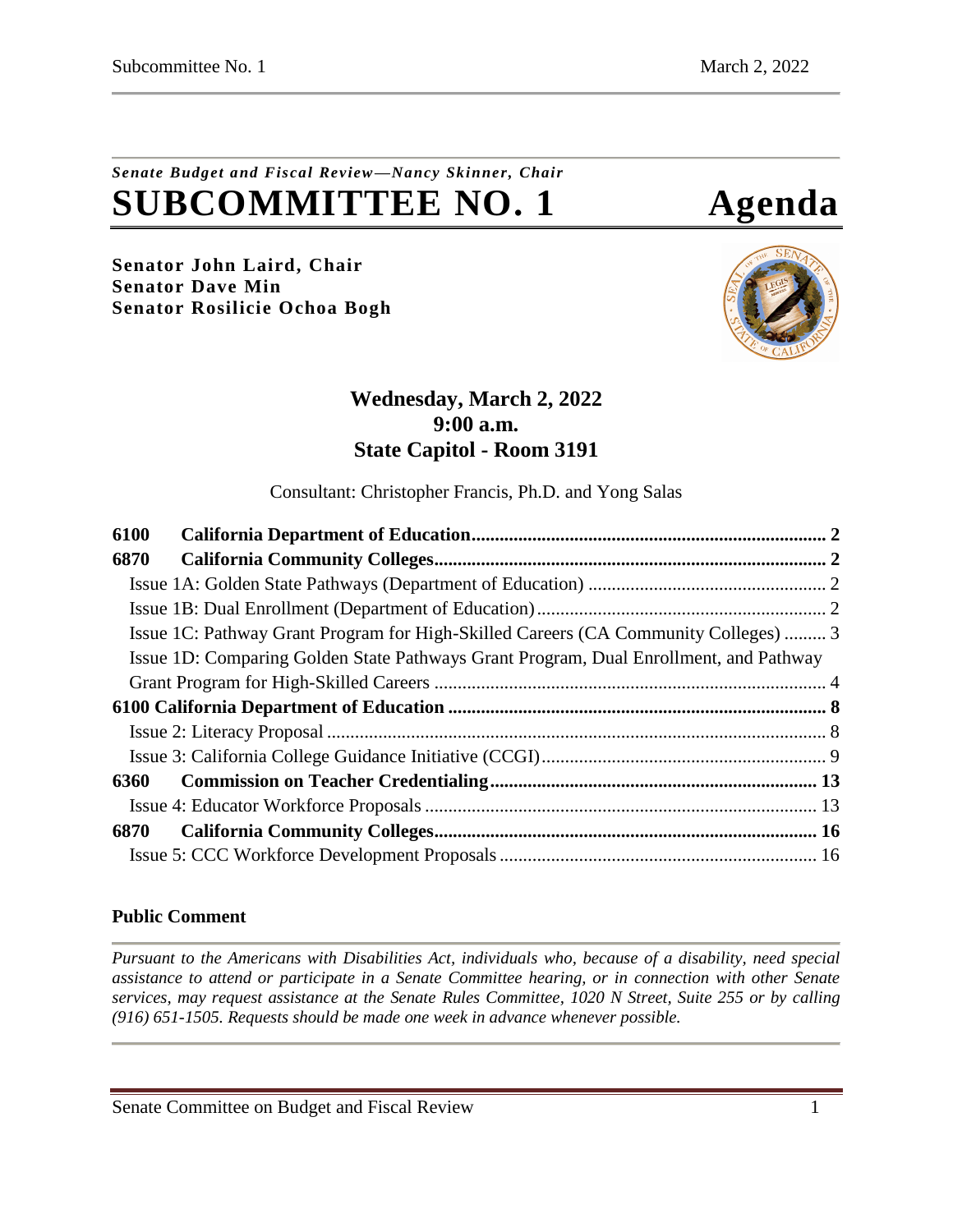*Senate Budget and Fiscal Review—Nancy Skinner, Chair*

# SUBCOMMITTEE NO. 1 Agenda

**Senator John Laird, Chair**
**Senator Dave Min**
**Senator Rosilicie Ochoa Bogh**

**Wednesday, March 2, 2022**
**9:00 a.m.**
**State Capitol - Room 3191**

Consultant: Christopher Francis, Ph.D. and Yong Salas

**6100 California Department of Education** .......... **2**
**6870 California Community Colleges** .......... **2**
Issue 1A: Golden State Pathways (Department of Education) .......... 2
Issue 1B: Dual Enrollment (Department of Education) .......... 2
Issue 1C: Pathway Grant Program for High-Skilled Careers (CA Community Colleges) .......... 3
Issue 1D: Comparing Golden State Pathways Grant Program, Dual Enrollment, and Pathway Grant Program for High-Skilled Careers .......... 4
**6100 California Department of Education** .......... **8**
Issue 2: Literacy Proposal .......... 8
Issue 3: California College Guidance Initiative (CCGI) .......... 9
**6360 Commission on Teacher Credentialing** .......... **13**
Issue 4: Educator Workforce Proposals .......... 13
**6870 California Community Colleges** .......... **16**
Issue 5: CCC Workforce Development Proposals .......... 16

**Public Comment**

*Pursuant to the Americans with Disabilities Act, individuals who, because of a disability, need special assistance to attend or participate in a Senate Committee hearing, or in connection with other Senate services, may request assistance at the Senate Rules Committee, 1020 N Street, Suite 255 or by calling (916) 651-1505. Requests should be made one week in advance whenever possible.*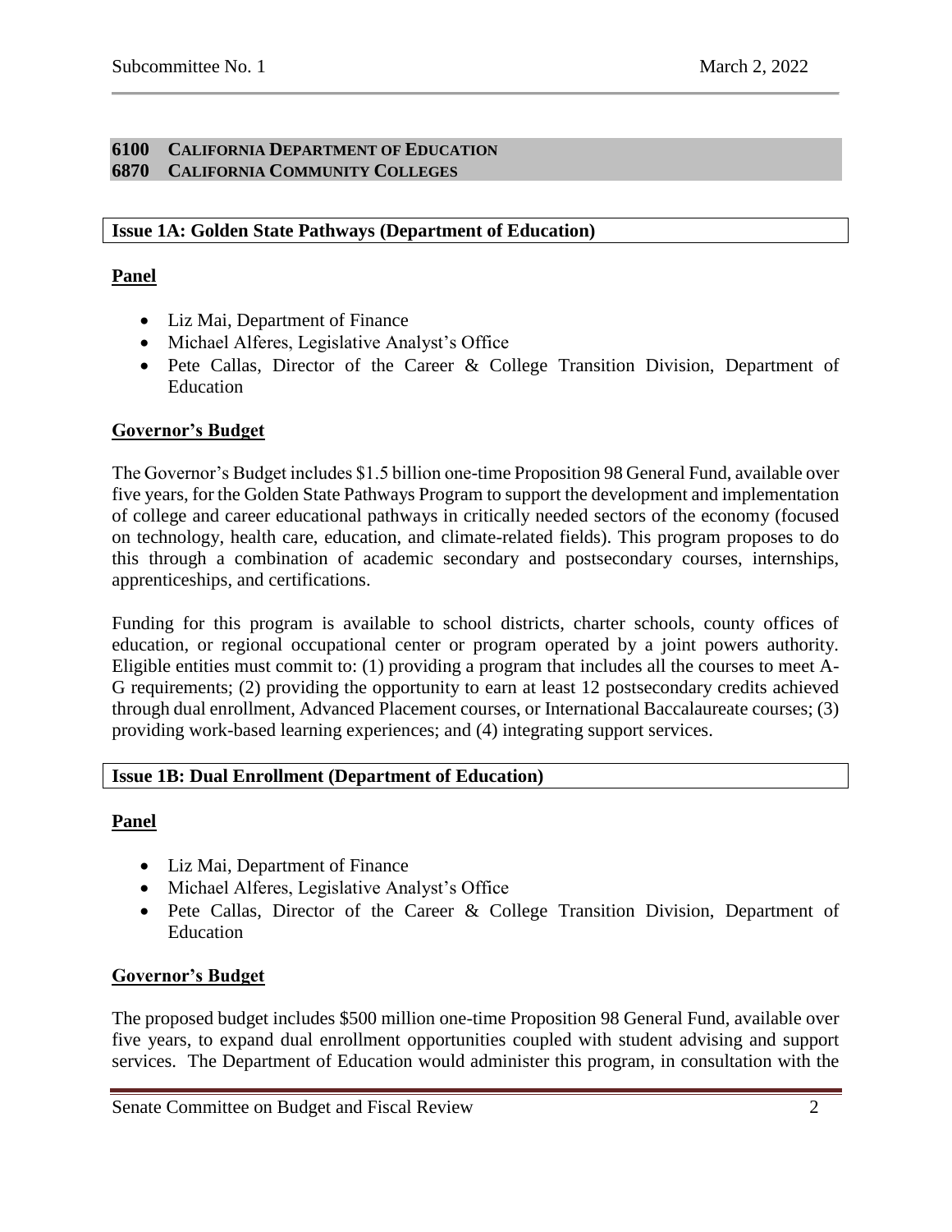**6100 CALIFORNIA DEPARTMENT OF EDUCATION**
**6870 CALIFORNIA COMMUNITY COLLEGES**

## Issue 1A: Golden State Pathways (Department of Education)

### Panel

- Liz Mai, Department of Finance
- Michael Alferes, Legislative Analyst's Office
- Pete Callas, Director of the Career & College Transition Division, Department of Education

### Governor's Budget

The Governor's Budget includes $1.5 billion one-time Proposition 98 General Fund, available over five years, for the Golden State Pathways Program to support the development and implementation of college and career educational pathways in critically needed sectors of the economy (focused on technology, health care, education, and climate-related fields). This program proposes to do this through a combination of academic secondary and postsecondary courses, internships, apprenticeships, and certifications.

Funding for this program is available to school districts, charter schools, county offices of education, or regional occupational center or program operated by a joint powers authority. Eligible entities must commit to: (1) providing a program that includes all the courses to meet A-G requirements; (2) providing the opportunity to earn at least 12 postsecondary credits achieved through dual enrollment, Advanced Placement courses, or International Baccalaureate courses; (3) providing work-based learning experiences; and (4) integrating support services.

## Issue 1B: Dual Enrollment (Department of Education)

### Panel

- Liz Mai, Department of Finance
- Michael Alferes, Legislative Analyst's Office
- Pete Callas, Director of the Career & College Transition Division, Department of Education

### Governor's Budget

The proposed budget includes $500 million one-time Proposition 98 General Fund, available over five years, to expand dual enrollment opportunities coupled with student advising and support services. The Department of Education would administer this program, in consultation with the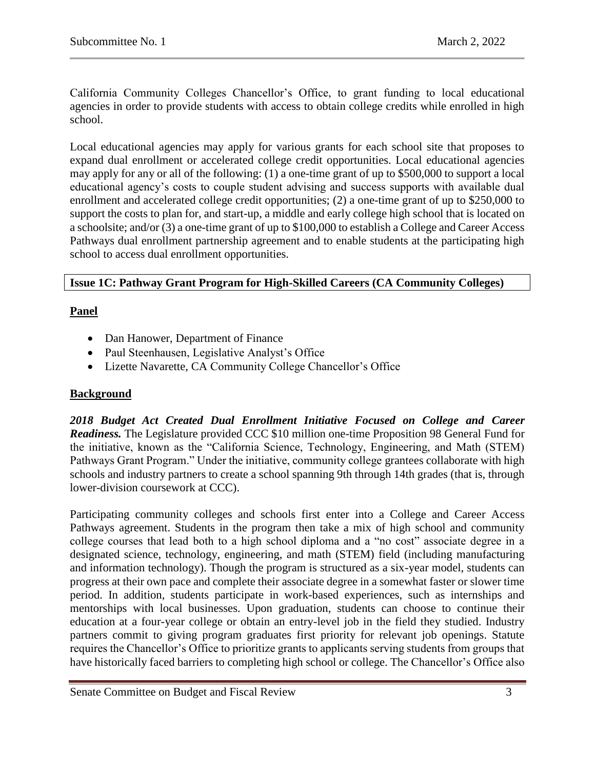California Community Colleges Chancellor's Office, to grant funding to local educational agencies in order to provide students with access to obtain college credits while enrolled in high school.

Local educational agencies may apply for various grants for each school site that proposes to expand dual enrollment or accelerated college credit opportunities. Local educational agencies may apply for any or all of the following: (1) a one-time grant of up to $500,000 to support a local educational agency's costs to couple student advising and success supports with available dual enrollment and accelerated college credit opportunities; (2) a one-time grant of up to $250,000 to support the costs to plan for, and start-up, a middle and early college high school that is located on a schoolsite; and/or (3) a one-time grant of up to $100,000 to establish a College and Career Access Pathways dual enrollment partnership agreement and to enable students at the participating high school to access dual enrollment opportunities.

## Issue 1C: Pathway Grant Program for High-Skilled Careers (CA Community Colleges)

### Panel

- Dan Hanower, Department of Finance
- Paul Steenhausen, Legislative Analyst's Office
- Lizette Navarette, CA Community College Chancellor's Office

### Background

***2018 Budget Act Created Dual Enrollment Initiative Focused on College and Career Readiness.*** The Legislature provided CCC $10 million one-time Proposition 98 General Fund for the initiative, known as the "California Science, Technology, Engineering, and Math (STEM) Pathways Grant Program." Under the initiative, community college grantees collaborate with high schools and industry partners to create a school spanning 9th through 14th grades (that is, through lower-division coursework at CCC).

Participating community colleges and schools first enter into a College and Career Access Pathways agreement. Students in the program then take a mix of high school and community college courses that lead both to a high school diploma and a "no cost" associate degree in a designated science, technology, engineering, and math (STEM) field (including manufacturing and information technology). Though the program is structured as a six-year model, students can progress at their own pace and complete their associate degree in a somewhat faster or slower time period. In addition, students participate in work-based experiences, such as internships and mentorships with local businesses. Upon graduation, students can choose to continue their education at a four-year college or obtain an entry-level job in the field they studied. Industry partners commit to giving program graduates first priority for relevant job openings. Statute requires the Chancellor's Office to prioritize grants to applicants serving students from groups that have historically faced barriers to completing high school or college. The Chancellor's Office also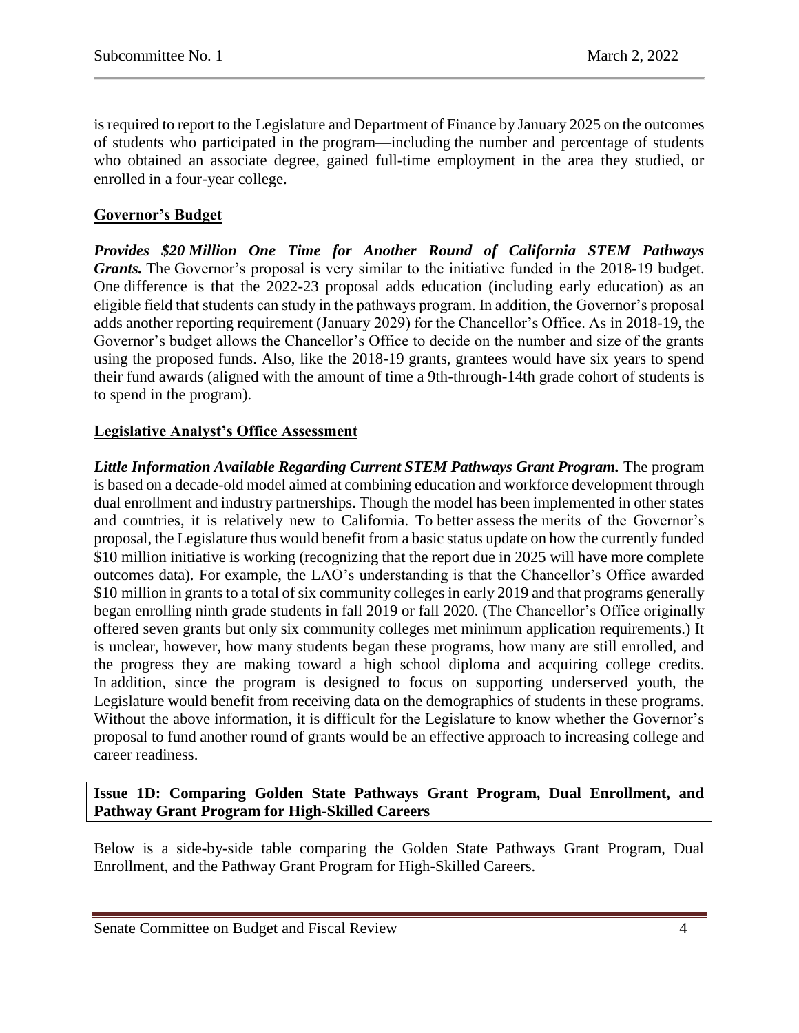is required to report to the Legislature and Department of Finance by January 2025 on the outcomes of students who participated in the program—including the number and percentage of students who obtained an associate degree, gained full-time employment in the area they studied, or enrolled in a four-year college.

**Governor's Budget**

***Provides $20 Million One Time for Another Round of California STEM Pathways Grants.*** The Governor's proposal is very similar to the initiative funded in the 2018-19 budget. One difference is that the 2022-23 proposal adds education (including early education) as an eligible field that students can study in the pathways program. In addition, the Governor's proposal adds another reporting requirement (January 2029) for the Chancellor's Office. As in 2018-19, the Governor's budget allows the Chancellor's Office to decide on the number and size of the grants using the proposed funds. Also, like the 2018-19 grants, grantees would have six years to spend their fund awards (aligned with the amount of time a 9th-through-14th grade cohort of students is to spend in the program).

**Legislative Analyst's Office Assessment**

***Little Information Available Regarding Current STEM Pathways Grant Program.*** The program is based on a decade-old model aimed at combining education and workforce development through dual enrollment and industry partnerships. Though the model has been implemented in other states and countries, it is relatively new to California. To better assess the merits of the Governor's proposal, the Legislature thus would benefit from a basic status update on how the currently funded $10 million initiative is working (recognizing that the report due in 2025 will have more complete outcomes data). For example, the LAO's understanding is that the Chancellor's Office awarded $10 million in grants to a total of six community colleges in early 2019 and that programs generally began enrolling ninth grade students in fall 2019 or fall 2020. (The Chancellor's Office originally offered seven grants but only six community colleges met minimum application requirements.) It is unclear, however, how many students began these programs, how many are still enrolled, and the progress they are making toward a high school diploma and acquiring college credits. In addition, since the program is designed to focus on supporting underserved youth, the Legislature would benefit from receiving data on the demographics of students in these programs. Without the above information, it is difficult for the Legislature to know whether the Governor's proposal to fund another round of grants would be an effective approach to increasing college and career readiness.

**Issue 1D: Comparing Golden State Pathways Grant Program, Dual Enrollment, and Pathway Grant Program for High-Skilled Careers**

Below is a side-by-side table comparing the Golden State Pathways Grant Program, Dual Enrollment, and the Pathway Grant Program for High-Skilled Careers.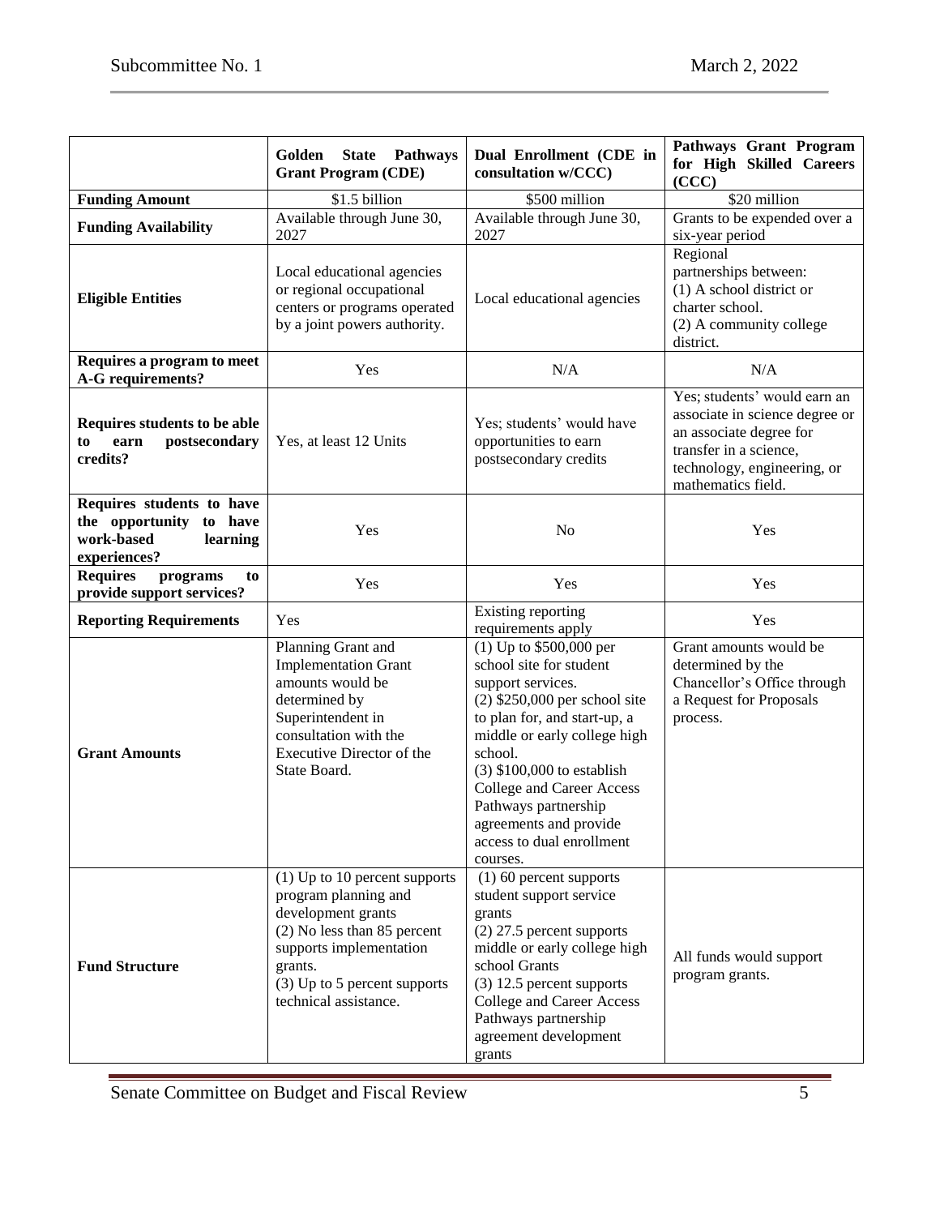| | Golden State Pathways Grant Program (CDE) | Dual Enrollment (CDE in consultation w/CCC) | Pathways Grant Program for High Skilled Careers (CCC) |
|---|---|---|---|
| **Funding Amount** | $1.5 billion | $500 million | $20 million |
| **Funding Availability** | Available through June 30, 2027 | Available through June 30, 2027 | Grants to be expended over a six-year period |
| **Eligible Entities** | Local educational agencies or regional occupational centers or programs operated by a joint powers authority. | Local educational agencies | Regional partnerships between: (1) A school district or charter school. (2) A community college district. |
| **Requires a program to meet A-G requirements?** | Yes | N/A | N/A |
| **Requires students to be able to earn postsecondary credits?** | Yes, at least 12 Units | Yes; students' would have opportunities to earn postsecondary credits | Yes; students' would earn an associate in science degree or an associate degree for transfer in a science, technology, engineering, or mathematics field. |
| **Requires students to have the opportunity to have work-based learning experiences?** | Yes | No | Yes |
| **Requires programs to provide support services?** | Yes | Yes | Yes |
| **Reporting Requirements** | Yes | Existing reporting requirements apply | Yes |
| **Grant Amounts** | Planning Grant and Implementation Grant amounts would be determined by Superintendent in consultation with the Executive Director of the State Board. | (1) Up to $500,000 per school site for student support services. (2) $250,000 per school site to plan for, and start-up, a middle or early college high school. (3) $100,000 to establish College and Career Access Pathways partnership agreements and provide access to dual enrollment courses. | Grant amounts would be determined by the Chancellor's Office through a Request for Proposals process. |
| **Fund Structure** | (1) Up to 10 percent supports program planning and development grants (2) No less than 85 percent supports implementation grants. (3) Up to 5 percent supports technical assistance. | (1) 60 percent supports student support service grants (2) 27.5 percent supports middle or early college high school Grants (3) 12.5 percent supports College and Career Access Pathways partnership agreement development grants | All funds would support program grants. |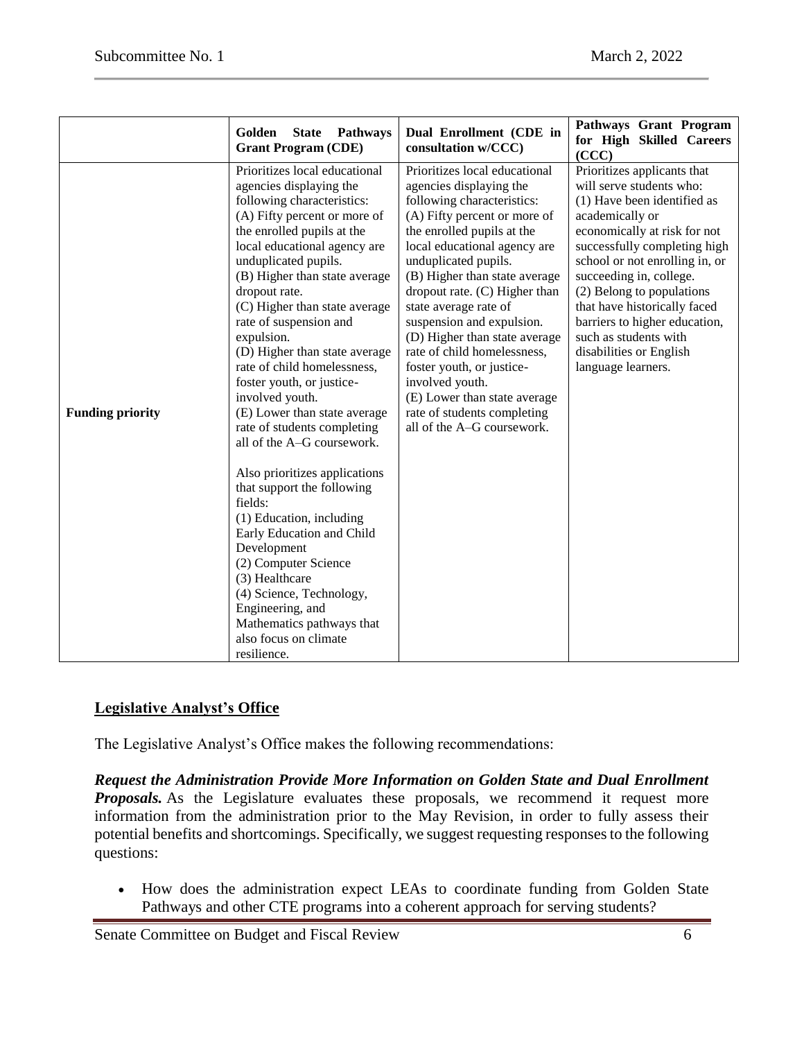| | Golden State Pathways Grant Program (CDE) | Dual Enrollment (CDE in consultation w/CCC) | Pathways Grant Program for High Skilled Careers (CCC) |
|---|---|---|---|
| **Funding priority** | Prioritizes local educational agencies displaying the following characteristics:<br>(A) Fifty percent or more of the enrolled pupils at the local educational agency are unduplicated pupils.<br>(B) Higher than state average dropout rate.<br>(C) Higher than state average rate of suspension and expulsion.<br>(D) Higher than state average rate of child homelessness, foster youth, or justice-involved youth.<br>(E) Lower than state average rate of students completing all of the A–G coursework.<br><br>Also prioritizes applications that support the following fields:<br>(1) Education, including Early Education and Child Development<br>(2) Computer Science<br>(3) Healthcare<br>(4) Science, Technology, Engineering, and Mathematics pathways that also focus on climate resilience. | Prioritizes local educational agencies displaying the following characteristics:<br>(A) Fifty percent or more of the enrolled pupils at the local educational agency are unduplicated pupils.<br>(B) Higher than state average dropout rate. (C) Higher than state average rate of suspension and expulsion.<br>(D) Higher than state average rate of child homelessness, foster youth, or justice-involved youth.<br>(E) Lower than state average rate of students completing all of the A–G coursework. | Prioritizes applicants that will serve students who:<br>(1) Have been identified as academically or economically at risk for not successfully completing high school or not enrolling in, or succeeding in, college.<br>(2) Belong to populations that have historically faced barriers to higher education, such as students with disabilities or English language learners. |

## Legislative Analyst's Office

The Legislative Analyst's Office makes the following recommendations:

***Request the Administration Provide More Information on Golden State and Dual Enrollment Proposals.*** As the Legislature evaluates these proposals, we recommend it request more information from the administration prior to the May Revision, in order to fully assess their potential benefits and shortcomings. Specifically, we suggest requesting responses to the following questions:

- How does the administration expect LEAs to coordinate funding from Golden State Pathways and other CTE programs into a coherent approach for serving students?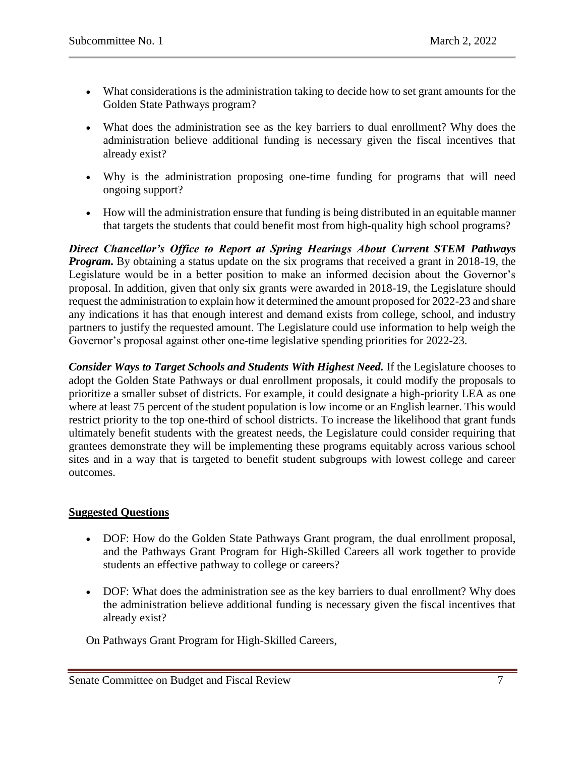- What considerations is the administration taking to decide how to set grant amounts for the Golden State Pathways program?
- What does the administration see as the key barriers to dual enrollment? Why does the administration believe additional funding is necessary given the fiscal incentives that already exist?
- Why is the administration proposing one-time funding for programs that will need ongoing support?
- How will the administration ensure that funding is being distributed in an equitable manner that targets the students that could benefit most from high-quality high school programs?

***Direct Chancellor's Office to Report at Spring Hearings About Current STEM Pathways Program.*** By obtaining a status update on the six programs that received a grant in 2018-19, the Legislature would be in a better position to make an informed decision about the Governor's proposal. In addition, given that only six grants were awarded in 2018-19, the Legislature should request the administration to explain how it determined the amount proposed for 2022-23 and share any indications it has that enough interest and demand exists from college, school, and industry partners to justify the requested amount. The Legislature could use information to help weigh the Governor's proposal against other one-time legislative spending priorities for 2022-23.

***Consider Ways to Target Schools and Students With Highest Need.*** If the Legislature chooses to adopt the Golden State Pathways or dual enrollment proposals, it could modify the proposals to prioritize a smaller subset of districts. For example, it could designate a high-priority LEA as one where at least 75 percent of the student population is low income or an English learner. This would restrict priority to the top one-third of school districts. To increase the likelihood that grant funds ultimately benefit students with the greatest needs, the Legislature could consider requiring that grantees demonstrate they will be implementing these programs equitably across various school sites and in a way that is targeted to benefit student subgroups with lowest college and career outcomes.

**Suggested Questions**

- DOF: How do the Golden State Pathways Grant program, the dual enrollment proposal, and the Pathways Grant Program for High-Skilled Careers all work together to provide students an effective pathway to college or careers?
- DOF: What does the administration see as the key barriers to dual enrollment? Why does the administration believe additional funding is necessary given the fiscal incentives that already exist?

On Pathways Grant Program for High-Skilled Careers,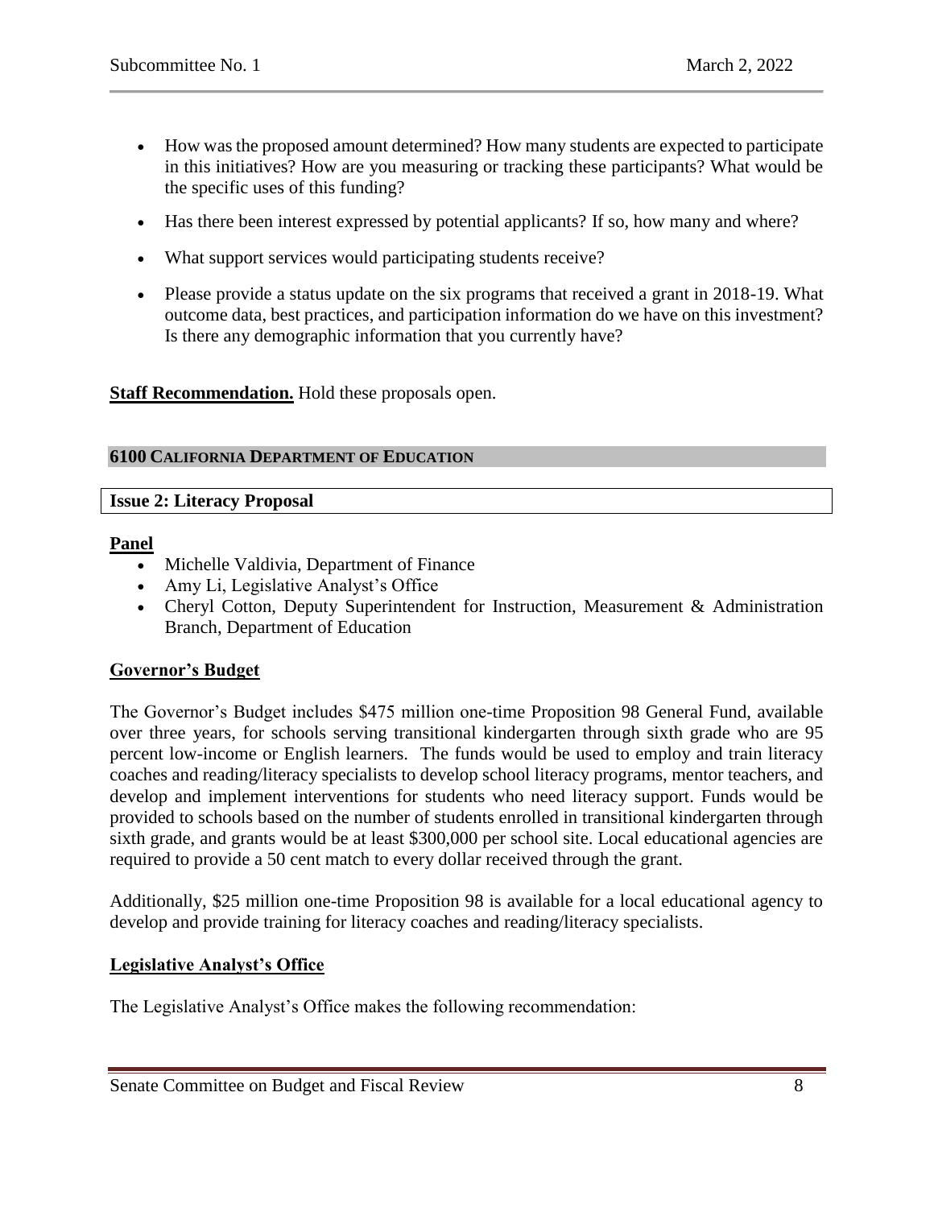- How was the proposed amount determined? How many students are expected to participate in this initiatives? How are you measuring or tracking these participants? What would be the specific uses of this funding?
- Has there been interest expressed by potential applicants? If so, how many and where?
- What support services would participating students receive?
- Please provide a status update on the six programs that received a grant in 2018-19. What outcome data, best practices, and participation information do we have on this investment? Is there any demographic information that you currently have?

**Staff Recommendation.** Hold these proposals open.

## 6100 California Department of Education

### Issue 2: Literacy Proposal

**Panel**

- Michelle Valdivia, Department of Finance
- Amy Li, Legislative Analyst's Office
- Cheryl Cotton, Deputy Superintendent for Instruction, Measurement & Administration Branch, Department of Education

**Governor's Budget**

The Governor's Budget includes $475 million one-time Proposition 98 General Fund, available over three years, for schools serving transitional kindergarten through sixth grade who are 95 percent low-income or English learners. The funds would be used to employ and train literacy coaches and reading/literacy specialists to develop school literacy programs, mentor teachers, and develop and implement interventions for students who need literacy support. Funds would be provided to schools based on the number of students enrolled in transitional kindergarten through sixth grade, and grants would be at least $300,000 per school site. Local educational agencies are required to provide a 50 cent match to every dollar received through the grant.

Additionally, $25 million one-time Proposition 98 is available for a local educational agency to develop and provide training for literacy coaches and reading/literacy specialists.

**Legislative Analyst's Office**

The Legislative Analyst's Office makes the following recommendation: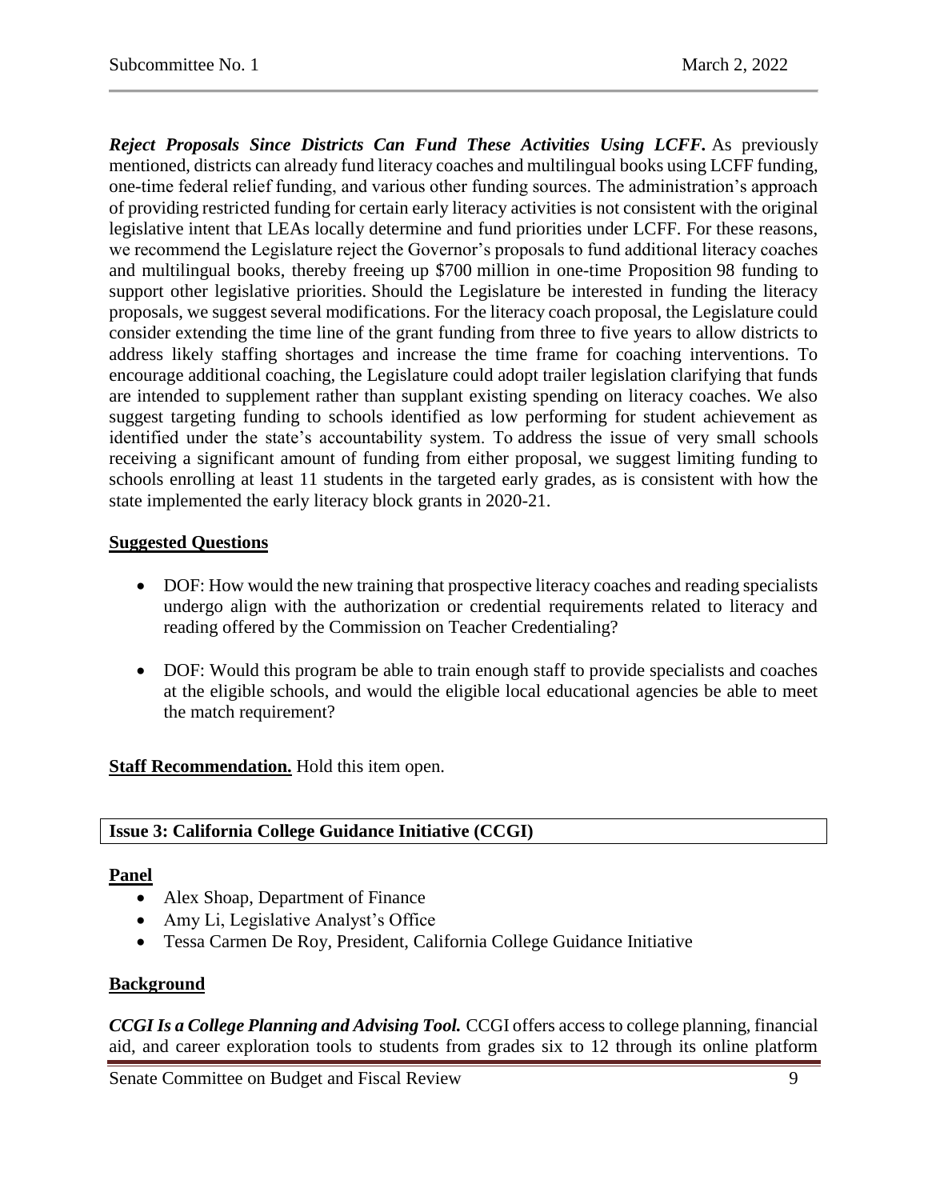***Reject Proposals Since Districts Can Fund These Activities Using LCFF.*** As previously mentioned, districts can already fund literacy coaches and multilingual books using LCFF funding, one-time federal relief funding, and various other funding sources. The administration's approach of providing restricted funding for certain early literacy activities is not consistent with the original legislative intent that LEAs locally determine and fund priorities under LCFF. For these reasons, we recommend the Legislature reject the Governor's proposals to fund additional literacy coaches and multilingual books, thereby freeing up $700 million in one-time Proposition 98 funding to support other legislative priorities. Should the Legislature be interested in funding the literacy proposals, we suggest several modifications. For the literacy coach proposal, the Legislature could consider extending the time line of the grant funding from three to five years to allow districts to address likely staffing shortages and increase the time frame for coaching interventions. To encourage additional coaching, the Legislature could adopt trailer legislation clarifying that funds are intended to supplement rather than supplant existing spending on literacy coaches. We also suggest targeting funding to schools identified as low performing for student achievement as identified under the state's accountability system. To address the issue of very small schools receiving a significant amount of funding from either proposal, we suggest limiting funding to schools enrolling at least 11 students in the targeted early grades, as is consistent with how the state implemented the early literacy block grants in 2020-21.

**Suggested Questions**

- DOF: How would the new training that prospective literacy coaches and reading specialists undergo align with the authorization or credential requirements related to literacy and reading offered by the Commission on Teacher Credentialing?

- DOF: Would this program be able to train enough staff to provide specialists and coaches at the eligible schools, and would the eligible local educational agencies be able to meet the match requirement?

**Staff Recommendation.** Hold this item open.

## Issue 3: California College Guidance Initiative (CCGI)

**Panel**

- Alex Shoap, Department of Finance
- Amy Li, Legislative Analyst's Office
- Tessa Carmen De Roy, President, California College Guidance Initiative

**Background**

***CCGI Is a College Planning and Advising Tool.*** CCGI offers access to college planning, financial aid, and career exploration tools to students from grades six to 12 through its online platform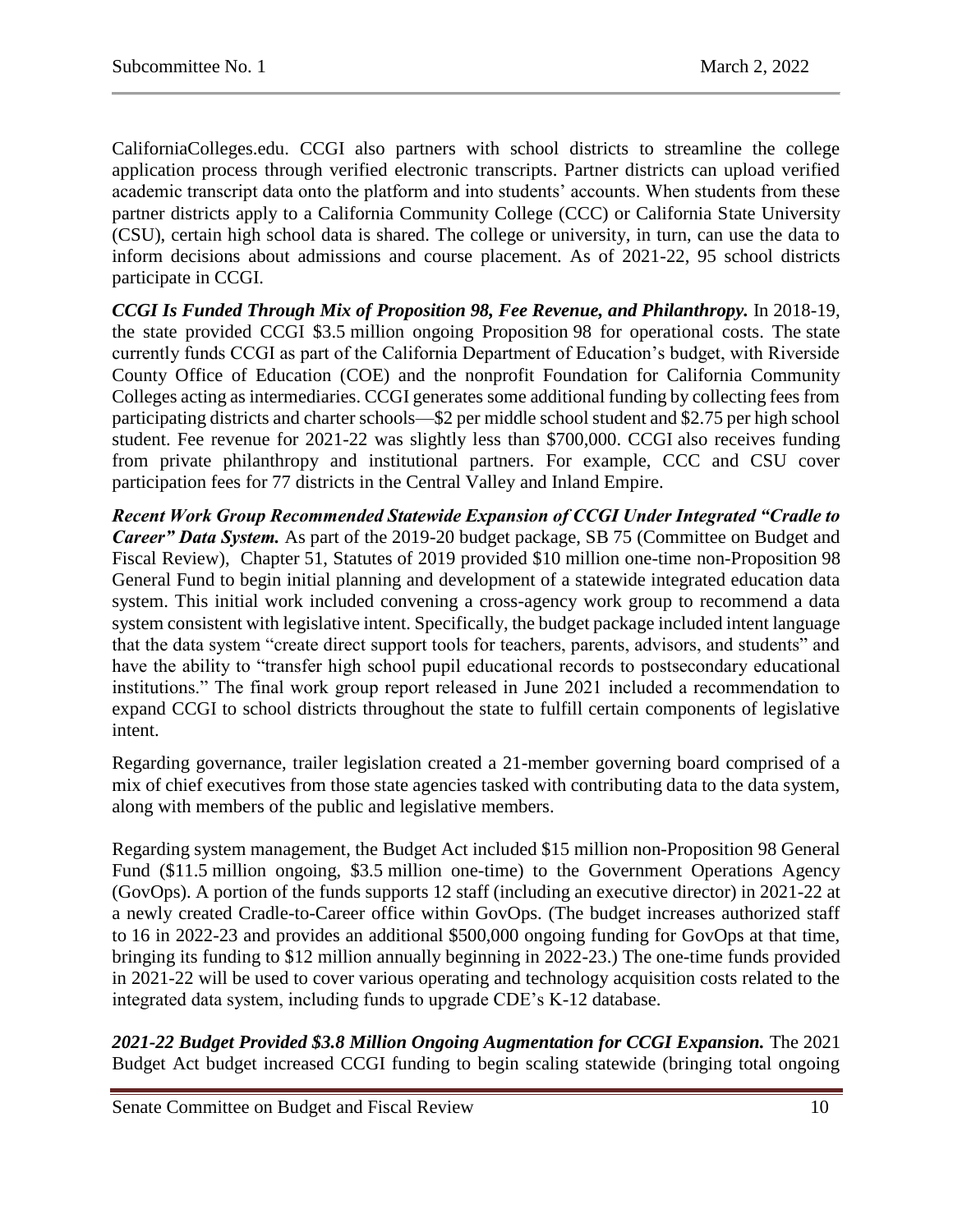CaliforniaColleges.edu. CCGI also partners with school districts to streamline the college application process through verified electronic transcripts. Partner districts can upload verified academic transcript data onto the platform and into students' accounts. When students from these partner districts apply to a California Community College (CCC) or California State University (CSU), certain high school data is shared. The college or university, in turn, can use the data to inform decisions about admissions and course placement. As of 2021-22, 95 school districts participate in CCGI.

***CCGI Is Funded Through Mix of Proposition 98, Fee Revenue, and Philanthropy.*** In 2018-19, the state provided CCGI \$3.5 million ongoing Proposition 98 for operational costs. The state currently funds CCGI as part of the California Department of Education's budget, with Riverside County Office of Education (COE) and the nonprofit Foundation for California Community Colleges acting as intermediaries. CCGI generates some additional funding by collecting fees from participating districts and charter schools—\$2 per middle school student and \$2.75 per high school student. Fee revenue for 2021-22 was slightly less than \$700,000. CCGI also receives funding from private philanthropy and institutional partners. For example, CCC and CSU cover participation fees for 77 districts in the Central Valley and Inland Empire.

***Recent Work Group Recommended Statewide Expansion of CCGI Under Integrated "Cradle to Career" Data System.*** As part of the 2019-20 budget package, SB 75 (Committee on Budget and Fiscal Review), Chapter 51, Statutes of 2019 provided \$10 million one-time non-Proposition 98 General Fund to begin initial planning and development of a statewide integrated education data system. This initial work included convening a cross-agency work group to recommend a data system consistent with legislative intent. Specifically, the budget package included intent language that the data system "create direct support tools for teachers, parents, advisors, and students" and have the ability to "transfer high school pupil educational records to postsecondary educational institutions." The final work group report released in June 2021 included a recommendation to expand CCGI to school districts throughout the state to fulfill certain components of legislative intent.

Regarding governance, trailer legislation created a 21-member governing board comprised of a mix of chief executives from those state agencies tasked with contributing data to the data system, along with members of the public and legislative members.

Regarding system management, the Budget Act included \$15 million non-Proposition 98 General Fund (\$11.5 million ongoing, \$3.5 million one-time) to the Government Operations Agency (GovOps). A portion of the funds supports 12 staff (including an executive director) in 2021-22 at a newly created Cradle-to-Career office within GovOps. (The budget increases authorized staff to 16 in 2022-23 and provides an additional \$500,000 ongoing funding for GovOps at that time, bringing its funding to \$12 million annually beginning in 2022-23.) The one-time funds provided in 2021-22 will be used to cover various operating and technology acquisition costs related to the integrated data system, including funds to upgrade CDE's K-12 database.

***2021-22 Budget Provided \$3.8 Million Ongoing Augmentation for CCGI Expansion.*** The 2021 Budget Act budget increased CCGI funding to begin scaling statewide (bringing total ongoing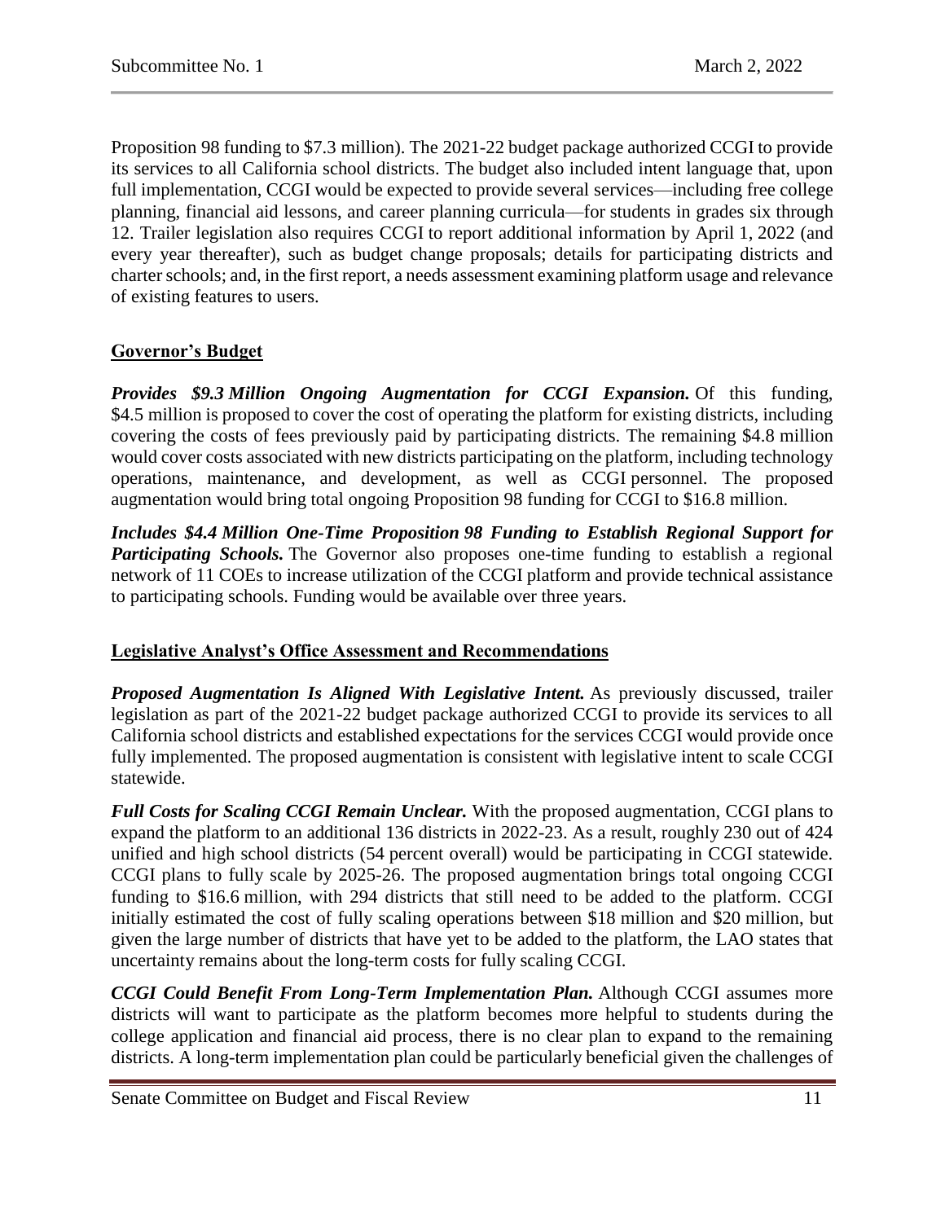Proposition 98 funding to \$7.3 million). The 2021-22 budget package authorized CCGI to provide its services to all California school districts. The budget also included intent language that, upon full implementation, CCGI would be expected to provide several services—including free college planning, financial aid lessons, and career planning curricula—for students in grades six through 12. Trailer legislation also requires CCGI to report additional information by April 1, 2022 (and every year thereafter), such as budget change proposals; details for participating districts and charter schools; and, in the first report, a needs assessment examining platform usage and relevance of existing features to users.

## Governor's Budget

***Provides \$9.3 Million Ongoing Augmentation for CCGI Expansion.*** Of this funding, \$4.5 million is proposed to cover the cost of operating the platform for existing districts, including covering the costs of fees previously paid by participating districts. The remaining \$4.8 million would cover costs associated with new districts participating on the platform, including technology operations, maintenance, and development, as well as CCGI personnel. The proposed augmentation would bring total ongoing Proposition 98 funding for CCGI to \$16.8 million.

***Includes \$4.4 Million One-Time Proposition 98 Funding to Establish Regional Support for Participating Schools.*** The Governor also proposes one-time funding to establish a regional network of 11 COEs to increase utilization of the CCGI platform and provide technical assistance to participating schools. Funding would be available over three years.

## Legislative Analyst's Office Assessment and Recommendations

***Proposed Augmentation Is Aligned With Legislative Intent.*** As previously discussed, trailer legislation as part of the 2021-22 budget package authorized CCGI to provide its services to all California school districts and established expectations for the services CCGI would provide once fully implemented. The proposed augmentation is consistent with legislative intent to scale CCGI statewide.

***Full Costs for Scaling CCGI Remain Unclear.*** With the proposed augmentation, CCGI plans to expand the platform to an additional 136 districts in 2022-23. As a result, roughly 230 out of 424 unified and high school districts (54 percent overall) would be participating in CCGI statewide. CCGI plans to fully scale by 2025-26. The proposed augmentation brings total ongoing CCGI funding to \$16.6 million, with 294 districts that still need to be added to the platform. CCGI initially estimated the cost of fully scaling operations between \$18 million and \$20 million, but given the large number of districts that have yet to be added to the platform, the LAO states that uncertainty remains about the long-term costs for fully scaling CCGI.

***CCGI Could Benefit From Long-Term Implementation Plan.*** Although CCGI assumes more districts will want to participate as the platform becomes more helpful to students during the college application and financial aid process, there is no clear plan to expand to the remaining districts. A long-term implementation plan could be particularly beneficial given the challenges of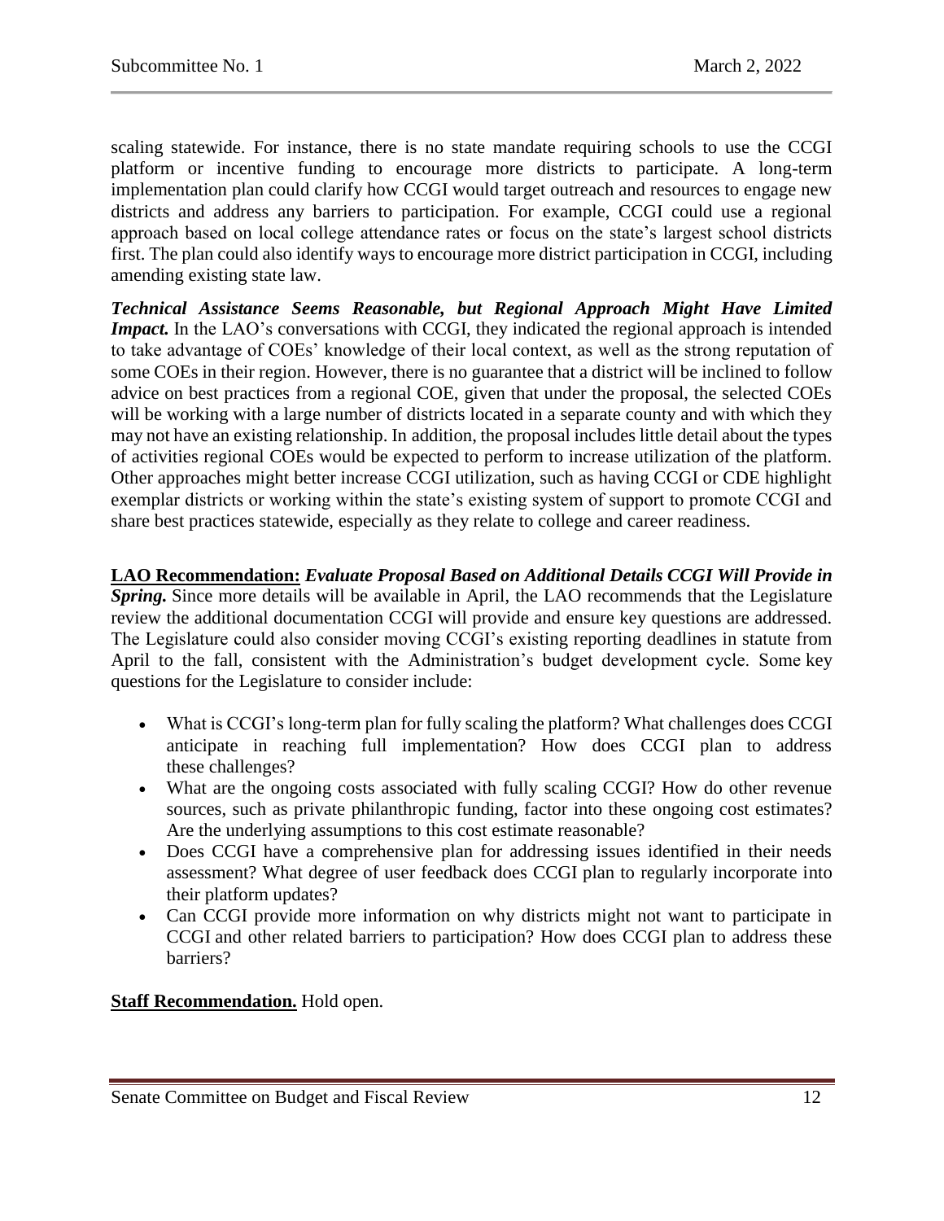scaling statewide. For instance, there is no state mandate requiring schools to use the CCGI platform or incentive funding to encourage more districts to participate. A long-term implementation plan could clarify how CCGI would target outreach and resources to engage new districts and address any barriers to participation. For example, CCGI could use a regional approach based on local college attendance rates or focus on the state's largest school districts first. The plan could also identify ways to encourage more district participation in CCGI, including amending existing state law.

***Technical Assistance Seems Reasonable, but Regional Approach Might Have Limited Impact.*** In the LAO's conversations with CCGI, they indicated the regional approach is intended to take advantage of COEs' knowledge of their local context, as well as the strong reputation of some COEs in their region. However, there is no guarantee that a district will be inclined to follow advice on best practices from a regional COE, given that under the proposal, the selected COEs will be working with a large number of districts located in a separate county and with which they may not have an existing relationship. In addition, the proposal includes little detail about the types of activities regional COEs would be expected to perform to increase utilization of the platform. Other approaches might better increase CCGI utilization, such as having CCGI or CDE highlight exemplar districts or working within the state's existing system of support to promote CCGI and share best practices statewide, especially as they relate to college and career readiness.

**LAO Recommendation:** ***Evaluate Proposal Based on Additional Details CCGI Will Provide in Spring.*** Since more details will be available in April, the LAO recommends that the Legislature review the additional documentation CCGI will provide and ensure key questions are addressed. The Legislature could also consider moving CCGI's existing reporting deadlines in statute from April to the fall, consistent with the Administration's budget development cycle. Some key questions for the Legislature to consider include:

- What is CCGI's long-term plan for fully scaling the platform? What challenges does CCGI anticipate in reaching full implementation? How does CCGI plan to address these challenges?
- What are the ongoing costs associated with fully scaling CCGI? How do other revenue sources, such as private philanthropic funding, factor into these ongoing cost estimates? Are the underlying assumptions to this cost estimate reasonable?
- Does CCGI have a comprehensive plan for addressing issues identified in their needs assessment? What degree of user feedback does CCGI plan to regularly incorporate into their platform updates?
- Can CCGI provide more information on why districts might not want to participate in CCGI and other related barriers to participation? How does CCGI plan to address these barriers?

**Staff Recommendation.** Hold open.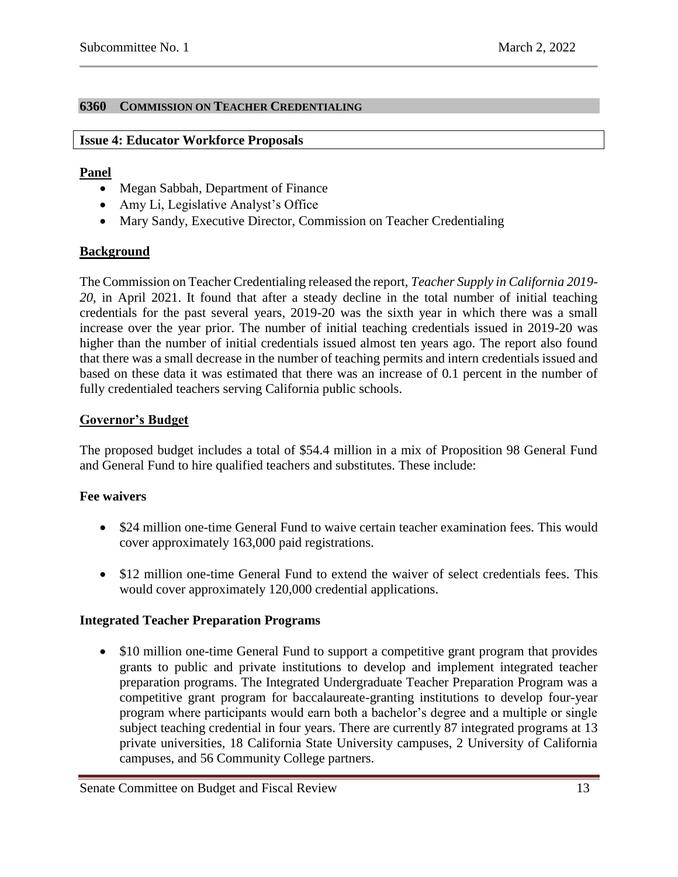## 6360 COMMISSION ON TEACHER CREDENTIALING

### Issue 4: Educator Workforce Proposals

**Panel**

- Megan Sabbah, Department of Finance
- Amy Li, Legislative Analyst's Office
- Mary Sandy, Executive Director, Commission on Teacher Credentialing

**Background**

The Commission on Teacher Credentialing released the report, *Teacher Supply in California 2019-20*, in April 2021. It found that after a steady decline in the total number of initial teaching credentials for the past several years, 2019-20 was the sixth year in which there was a small increase over the year prior. The number of initial teaching credentials issued in 2019-20 was higher than the number of initial credentials issued almost ten years ago. The report also found that there was a small decrease in the number of teaching permits and intern credentials issued and based on these data it was estimated that there was an increase of 0.1 percent in the number of fully credentialed teachers serving California public schools.

**Governor's Budget**

The proposed budget includes a total of $54.4 million in a mix of Proposition 98 General Fund and General Fund to hire qualified teachers and substitutes. These include:

**Fee waivers**

- $24 million one-time General Fund to waive certain teacher examination fees. This would cover approximately 163,000 paid registrations.
- $12 million one-time General Fund to extend the waiver of select credentials fees. This would cover approximately 120,000 credential applications.

**Integrated Teacher Preparation Programs**

- $10 million one-time General Fund to support a competitive grant program that provides grants to public and private institutions to develop and implement integrated teacher preparation programs. The Integrated Undergraduate Teacher Preparation Program was a competitive grant program for baccalaureate-granting institutions to develop four-year program where participants would earn both a bachelor's degree and a multiple or single subject teaching credential in four years. There are currently 87 integrated programs at 13 private universities, 18 California State University campuses, 2 University of California campuses, and 56 Community College partners.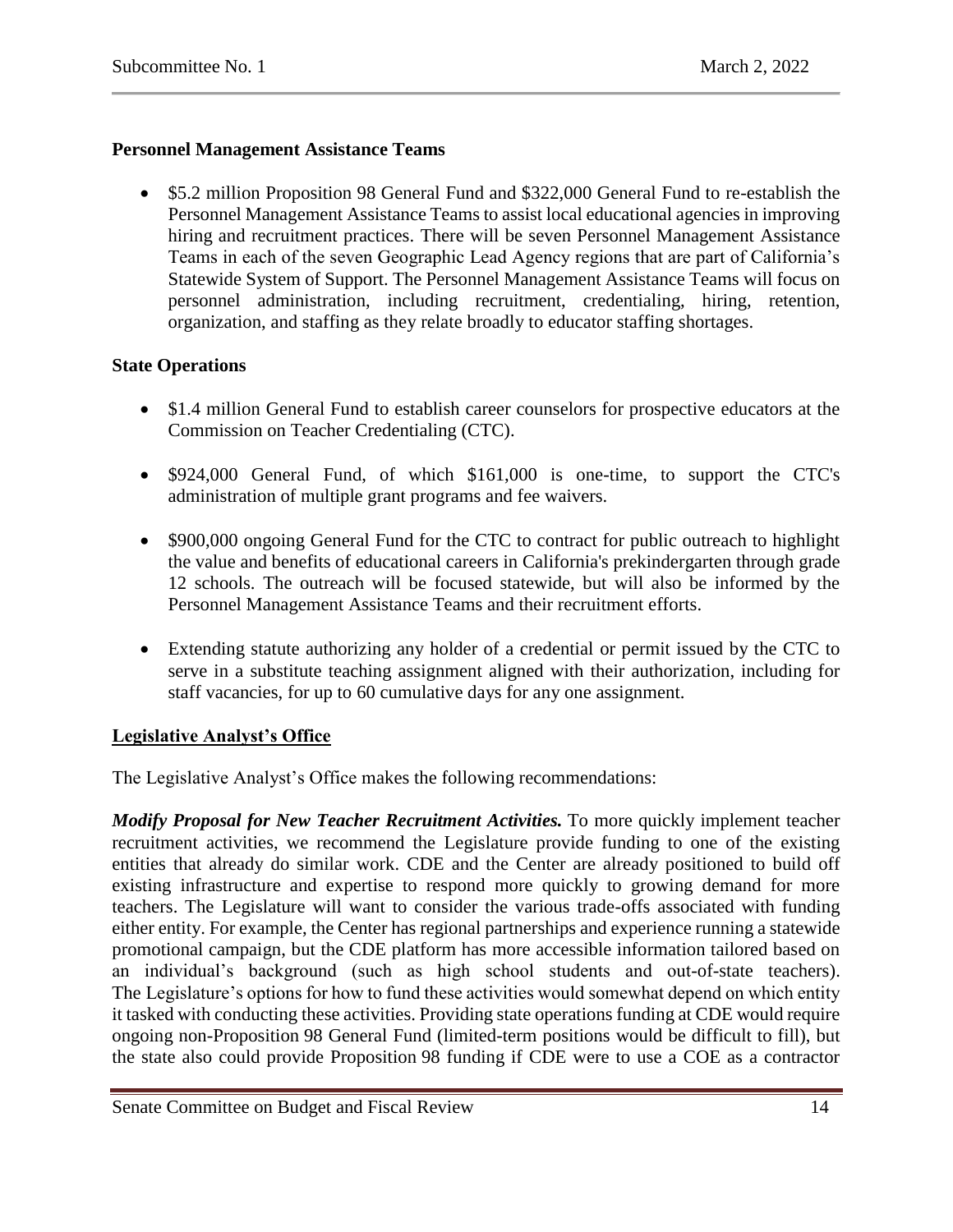**Personnel Management Assistance Teams**

- $5.2 million Proposition 98 General Fund and $322,000 General Fund to re-establish the Personnel Management Assistance Teams to assist local educational agencies in improving hiring and recruitment practices. There will be seven Personnel Management Assistance Teams in each of the seven Geographic Lead Agency regions that are part of California's Statewide System of Support. The Personnel Management Assistance Teams will focus on personnel administration, including recruitment, credentialing, hiring, retention, organization, and staffing as they relate broadly to educator staffing shortages.

**State Operations**

- $1.4 million General Fund to establish career counselors for prospective educators at the Commission on Teacher Credentialing (CTC).
- $924,000 General Fund, of which $161,000 is one-time, to support the CTC's administration of multiple grant programs and fee waivers.
- $900,000 ongoing General Fund for the CTC to contract for public outreach to highlight the value and benefits of educational careers in California's prekindergarten through grade 12 schools. The outreach will be focused statewide, but will also be informed by the Personnel Management Assistance Teams and their recruitment efforts.
- Extending statute authorizing any holder of a credential or permit issued by the CTC to serve in a substitute teaching assignment aligned with their authorization, including for staff vacancies, for up to 60 cumulative days for any one assignment.

**Legislative Analyst's Office**

The Legislative Analyst's Office makes the following recommendations:

***Modify Proposal for New Teacher Recruitment Activities.*** To more quickly implement teacher recruitment activities, we recommend the Legislature provide funding to one of the existing entities that already do similar work. CDE and the Center are already positioned to build off existing infrastructure and expertise to respond more quickly to growing demand for more teachers. The Legislature will want to consider the various trade-offs associated with funding either entity. For example, the Center has regional partnerships and experience running a statewide promotional campaign, but the CDE platform has more accessible information tailored based on an individual's background (such as high school students and out-of-state teachers). The Legislature's options for how to fund these activities would somewhat depend on which entity it tasked with conducting these activities. Providing state operations funding at CDE would require ongoing non-Proposition 98 General Fund (limited-term positions would be difficult to fill), but the state also could provide Proposition 98 funding if CDE were to use a COE as a contractor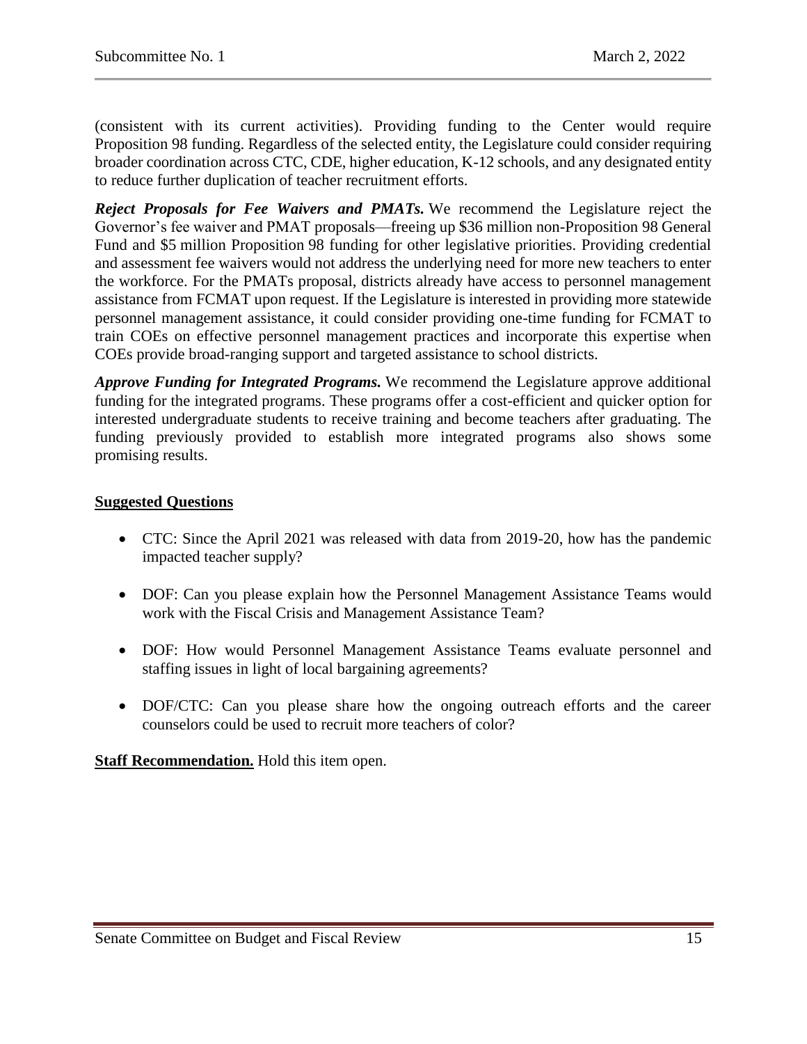(consistent with its current activities). Providing funding to the Center would require Proposition 98 funding. Regardless of the selected entity, the Legislature could consider requiring broader coordination across CTC, CDE, higher education, K-12 schools, and any designated entity to reduce further duplication of teacher recruitment efforts.

***Reject Proposals for Fee Waivers and PMATs.*** We recommend the Legislature reject the Governor's fee waiver and PMAT proposals—freeing up $36 million non-Proposition 98 General Fund and $5 million Proposition 98 funding for other legislative priorities. Providing credential and assessment fee waivers would not address the underlying need for more new teachers to enter the workforce. For the PMATs proposal, districts already have access to personnel management assistance from FCMAT upon request. If the Legislature is interested in providing more statewide personnel management assistance, it could consider providing one-time funding for FCMAT to train COEs on effective personnel management practices and incorporate this expertise when COEs provide broad-ranging support and targeted assistance to school districts.

***Approve Funding for Integrated Programs.*** We recommend the Legislature approve additional funding for the integrated programs. These programs offer a cost-efficient and quicker option for interested undergraduate students to receive training and become teachers after graduating. The funding previously provided to establish more integrated programs also shows some promising results.

**Suggested Questions**

- CTC: Since the April 2021 was released with data from 2019-20, how has the pandemic impacted teacher supply?
- DOF: Can you please explain how the Personnel Management Assistance Teams would work with the Fiscal Crisis and Management Assistance Team?
- DOF: How would Personnel Management Assistance Teams evaluate personnel and staffing issues in light of local bargaining agreements?
- DOF/CTC: Can you please share how the ongoing outreach efforts and the career counselors could be used to recruit more teachers of color?

**Staff Recommendation.** Hold this item open.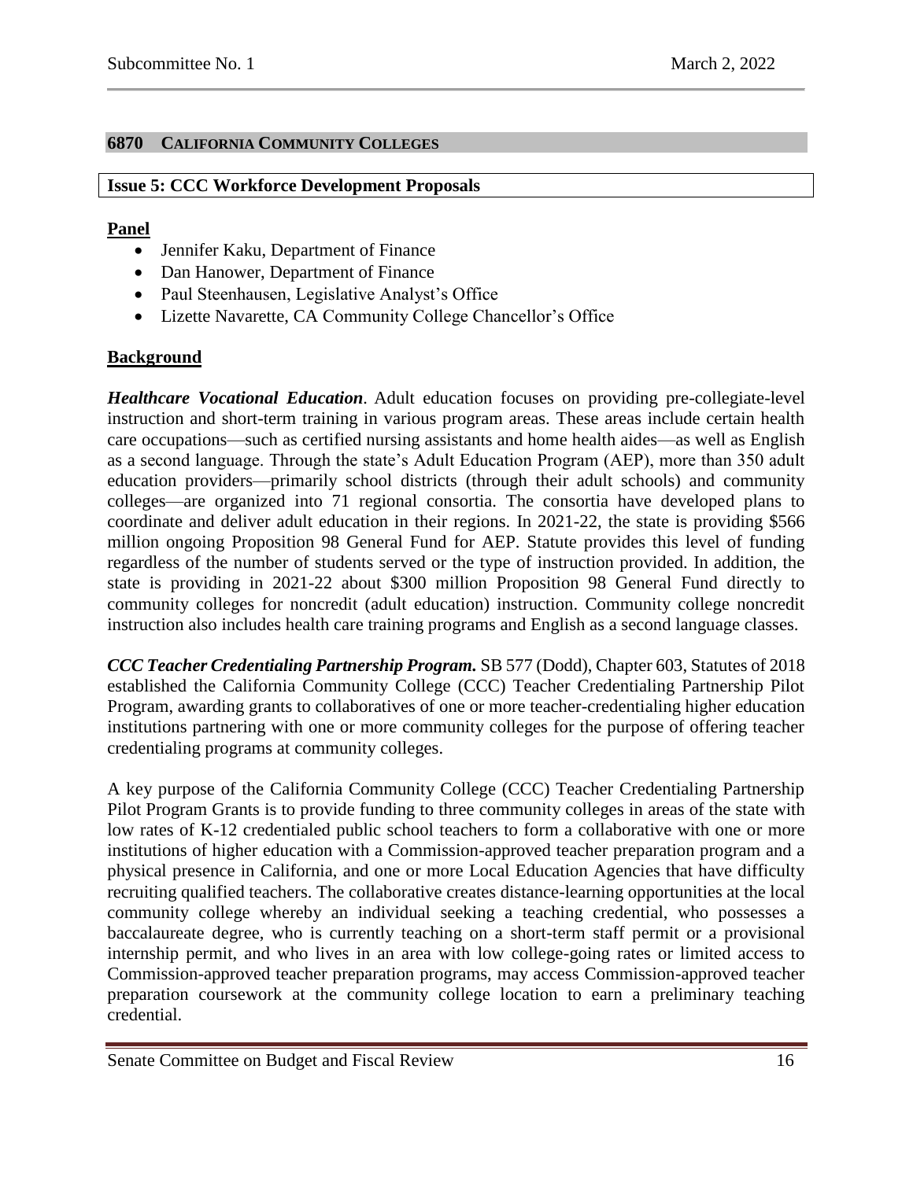## 6870 CALIFORNIA COMMUNITY COLLEGES

### Issue 5: CCC Workforce Development Proposals

**Panel**

- Jennifer Kaku, Department of Finance
- Dan Hanower, Department of Finance
- Paul Steenhausen, Legislative Analyst's Office
- Lizette Navarette, CA Community College Chancellor's Office

**Background**

***Healthcare Vocational Education***. Adult education focuses on providing pre-collegiate-level instruction and short-term training in various program areas. These areas include certain health care occupations—such as certified nursing assistants and home health aides—as well as English as a second language. Through the state's Adult Education Program (AEP), more than 350 adult education providers—primarily school districts (through their adult schools) and community colleges—are organized into 71 regional consortia. The consortia have developed plans to coordinate and deliver adult education in their regions. In 2021-22, the state is providing $566 million ongoing Proposition 98 General Fund for AEP. Statute provides this level of funding regardless of the number of students served or the type of instruction provided. In addition, the state is providing in 2021-22 about $300 million Proposition 98 General Fund directly to community colleges for noncredit (adult education) instruction. Community college noncredit instruction also includes health care training programs and English as a second language classes.

***CCC Teacher Credentialing Partnership Program.*** SB 577 (Dodd), Chapter 603, Statutes of 2018 established the California Community College (CCC) Teacher Credentialing Partnership Pilot Program, awarding grants to collaboratives of one or more teacher-credentialing higher education institutions partnering with one or more community colleges for the purpose of offering teacher credentialing programs at community colleges.

A key purpose of the California Community College (CCC) Teacher Credentialing Partnership Pilot Program Grants is to provide funding to three community colleges in areas of the state with low rates of K-12 credentialed public school teachers to form a collaborative with one or more institutions of higher education with a Commission-approved teacher preparation program and a physical presence in California, and one or more Local Education Agencies that have difficulty recruiting qualified teachers. The collaborative creates distance-learning opportunities at the local community college whereby an individual seeking a teaching credential, who possesses a baccalaureate degree, who is currently teaching on a short-term staff permit or a provisional internship permit, and who lives in an area with low college-going rates or limited access to Commission-approved teacher preparation programs, may access Commission-approved teacher preparation coursework at the community college location to earn a preliminary teaching credential.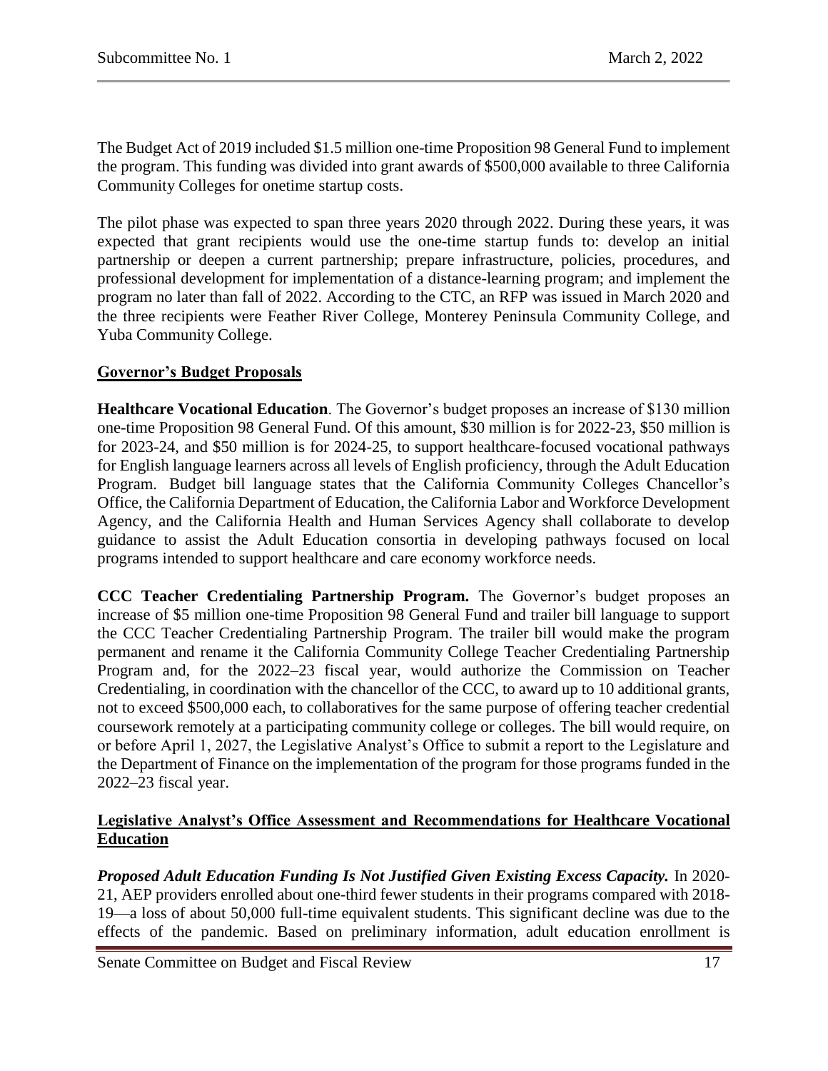The Budget Act of 2019 included $1.5 million one-time Proposition 98 General Fund to implement the program. This funding was divided into grant awards of $500,000 available to three California Community Colleges for onetime startup costs.

The pilot phase was expected to span three years 2020 through 2022. During these years, it was expected that grant recipients would use the one-time startup funds to: develop an initial partnership or deepen a current partnership; prepare infrastructure, policies, procedures, and professional development for implementation of a distance-learning program; and implement the program no later than fall of 2022. According to the CTC, an RFP was issued in March 2020 and the three recipients were Feather River College, Monterey Peninsula Community College, and Yuba Community College.

## Governor's Budget Proposals

**Healthcare Vocational Education**. The Governor's budget proposes an increase of $130 million one-time Proposition 98 General Fund. Of this amount, $30 million is for 2022-23, $50 million is for 2023-24, and $50 million is for 2024-25, to support healthcare-focused vocational pathways for English language learners across all levels of English proficiency, through the Adult Education Program. Budget bill language states that the California Community Colleges Chancellor's Office, the California Department of Education, the California Labor and Workforce Development Agency, and the California Health and Human Services Agency shall collaborate to develop guidance to assist the Adult Education consortia in developing pathways focused on local programs intended to support healthcare and care economy workforce needs.

**CCC Teacher Credentialing Partnership Program.** The Governor's budget proposes an increase of $5 million one-time Proposition 98 General Fund and trailer bill language to support the CCC Teacher Credentialing Partnership Program. The trailer bill would make the program permanent and rename it the California Community College Teacher Credentialing Partnership Program and, for the 2022–23 fiscal year, would authorize the Commission on Teacher Credentialing, in coordination with the chancellor of the CCC, to award up to 10 additional grants, not to exceed $500,000 each, to collaboratives for the same purpose of offering teacher credential coursework remotely at a participating community college or colleges. The bill would require, on or before April 1, 2027, the Legislative Analyst's Office to submit a report to the Legislature and the Department of Finance on the implementation of the program for those programs funded in the 2022–23 fiscal year.

## Legislative Analyst's Office Assessment and Recommendations for Healthcare Vocational Education

***Proposed Adult Education Funding Is Not Justified Given Existing Excess Capacity.*** In 2020-21, AEP providers enrolled about one-third fewer students in their programs compared with 2018-19—a loss of about 50,000 full-time equivalent students. This significant decline was due to the effects of the pandemic. Based on preliminary information, adult education enrollment is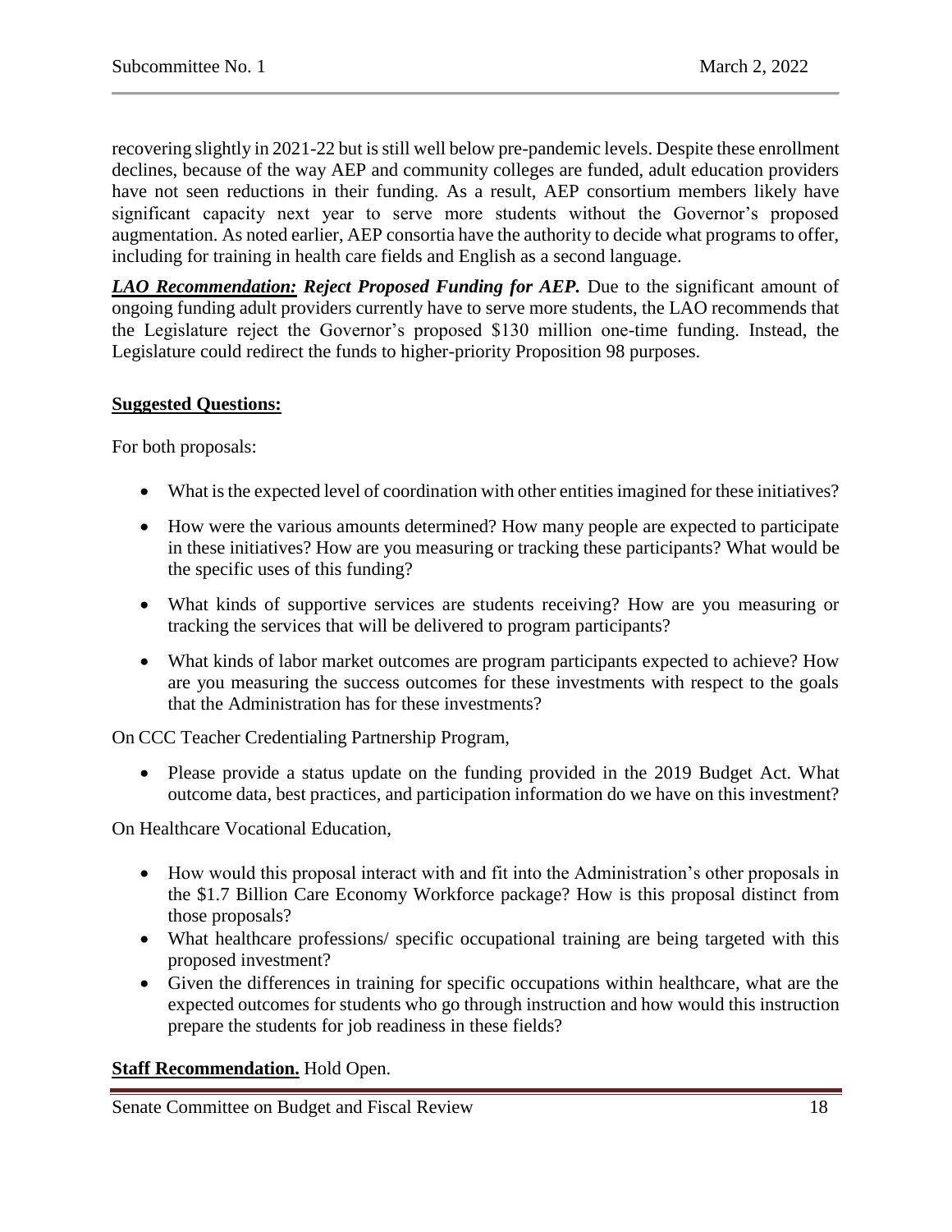recovering slightly in 2021-22 but is still well below pre-pandemic levels. Despite these enrollment declines, because of the way AEP and community colleges are funded, adult education providers have not seen reductions in their funding. As a result, AEP consortium members likely have significant capacity next year to serve more students without the Governor's proposed augmentation. As noted earlier, AEP consortia have the authority to decide what programs to offer, including for training in health care fields and English as a second language.

***LAO Recommendation:* Reject Proposed Funding for AEP.** Due to the significant amount of ongoing funding adult providers currently have to serve more students, the LAO recommends that the Legislature reject the Governor's proposed $130 million one-time funding. Instead, the Legislature could redirect the funds to higher-priority Proposition 98 purposes.

**Suggested Questions:**

For both proposals:

- What is the expected level of coordination with other entities imagined for these initiatives?
- How were the various amounts determined? How many people are expected to participate in these initiatives? How are you measuring or tracking these participants? What would be the specific uses of this funding?
- What kinds of supportive services are students receiving? How are you measuring or tracking the services that will be delivered to program participants?
- What kinds of labor market outcomes are program participants expected to achieve? How are you measuring the success outcomes for these investments with respect to the goals that the Administration has for these investments?

On CCC Teacher Credentialing Partnership Program,

- Please provide a status update on the funding provided in the 2019 Budget Act. What outcome data, best practices, and participation information do we have on this investment?

On Healthcare Vocational Education,

- How would this proposal interact with and fit into the Administration's other proposals in the $1.7 Billion Care Economy Workforce package? How is this proposal distinct from those proposals?
- What healthcare professions/ specific occupational training are being targeted with this proposed investment?
- Given the differences in training for specific occupations within healthcare, what are the expected outcomes for students who go through instruction and how would this instruction prepare the students for job readiness in these fields?

**Staff Recommendation.** Hold Open.